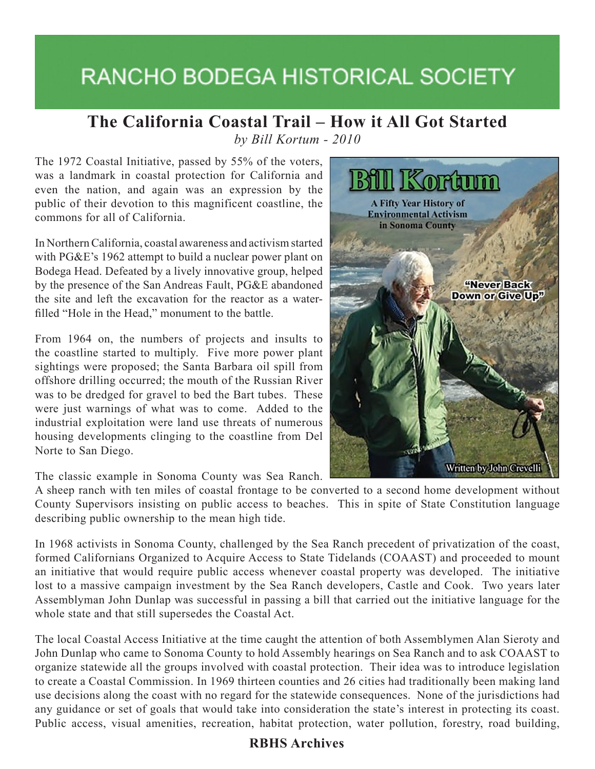# RANCHO BODEGA HISTORICAL SOCIETY

## The California Coastal Trail – How it All Got Started

*by Bill Kortum - 2010*

The 1972 Coastal Initiative, passed by 55% of the voters, was a landmark in coastal protection for California and even the nation, and again was an expression by the public of their devotion to this magnificent coastline, the commons for all of California.

In Northern California, coastal awareness and activism started with PG&E's 1962 attempt to build a nuclear power plant on Bodega Head. Defeated by a lively innovative group, helped by the presence of the San Andreas Fault, PG&E abandoned the site and left the excavation for the reactor as a water-filled "Hole in the Head," monument to the battle.

From 1964 on, the numbers of projects and insults to the coastline started to multiply. Five more power plant sightings were proposed; the Santa Barbara oil spill from offshore drilling occurred; the mouth of the Russian River was to be dredged for gravel to bed the Bart tubes. These were just warnings of what was to come. Added to the industrial exploitation were land use threats of numerous housing developments clinging to the coastline from Del Norte to San Diego.

The classic example in Sonoma County was Sea Ranch. A sheep ranch with ten miles of coastal frontage to be converted to a second home development without County Supervisors insisting on public access to beaches. This in spite of State Constitution language describing public ownership to the mean high tide.

In 1968 activists in Sonoma County, challenged by the Sea Ranch precedent of privatization of the coast, formed Californians Organized to Acquire Access to State Tidelands (COAAST) and proceeded to mount an initiative that would require public access whenever coastal property was developed. The initiative lost to a massive campaign investment by the Sea Ranch developers, Castle and Cook. Two years later Assemblyman John Dunlap was successful in passing a bill that carried out the initiative language for the whole state and that still supersedes the Coastal Act.

The local Coastal Access Initiative at the time caught the attention of both Assemblymen Alan Sieroty and John Dunlap who came to Sonoma County to hold Assembly hearings on Sea Ranch and to ask COAAST to organize statewide all the groups involved with coastal protection. Their idea was to introduce legislation to create a Coastal Commission. In 1969 thirteen counties and 26 cities had traditionally been making land use decisions along the coast with no regard for the statewide consequences. None of the jurisdictions had any guidance or set of goals that would take into consideration the state's interest in protecting its coast. Public access, visual amenities, recreation, habitat protection, water pollution, forestry, road building,

**RBHS Archives**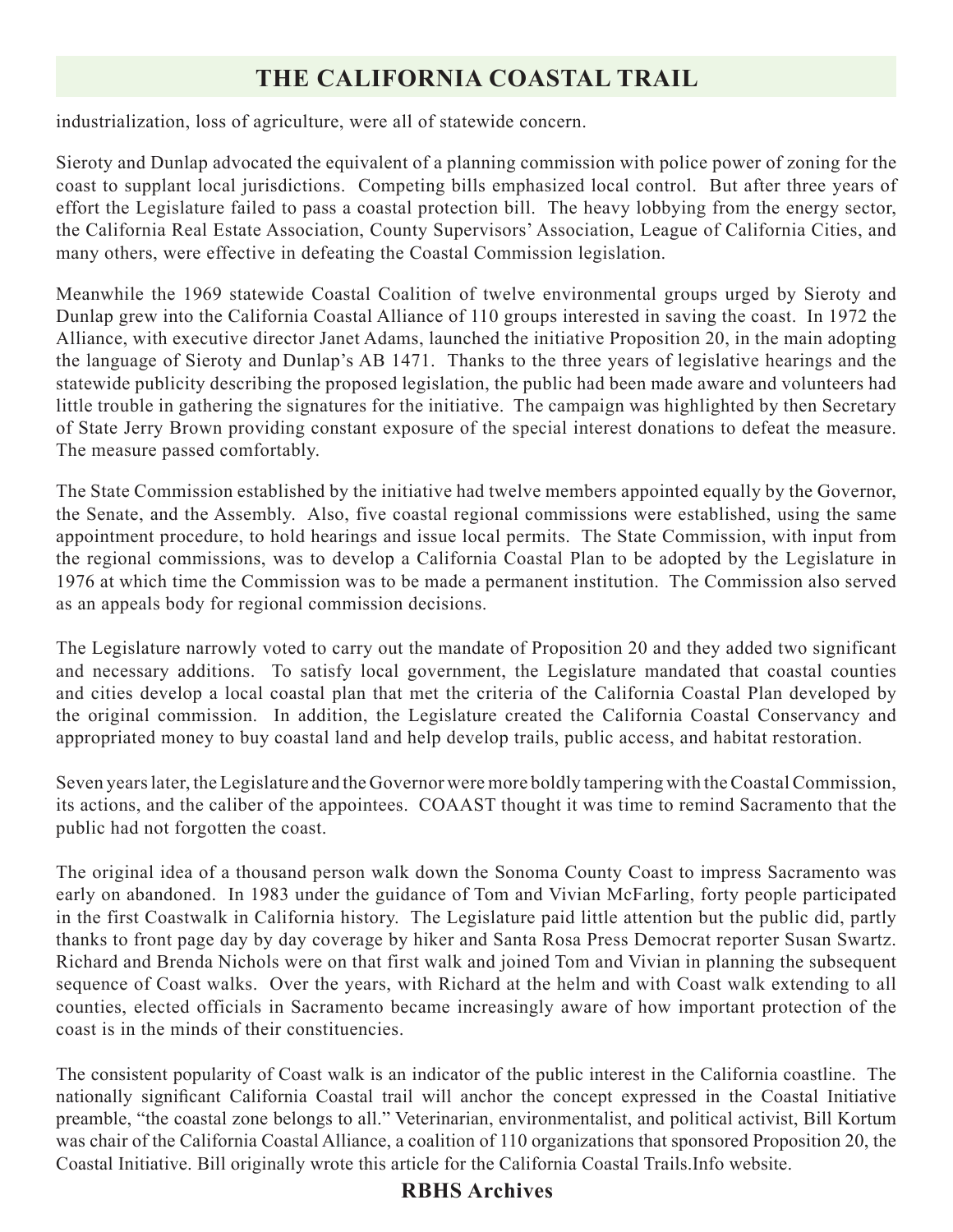industrialization, loss of agriculture, were all of statewide concern.

Sieroty and Dunlap advocated the equivalent of a planning commission with police power of zoning for the coast to supplant local jurisdictions. Competing bills emphasized local control. But after three years of effort the Legislature failed to pass a coastal protection bill. The heavy lobbying from the energy sector, the California Real Estate Association, County Supervisors' Association, League of California Cities, and many others, were effective in defeating the Coastal Commission legislation.

Meanwhile the 1969 statewide Coastal Coalition of twelve environmental groups urged by Sieroty and Dunlap grew into the California Coastal Alliance of 110 groups interested in saving the coast. In 1972 the Alliance, with executive director Janet Adams, launched the initiative Proposition 20, in the main adopting the language of Sieroty and Dunlap's AB 1471. Thanks to the three years of legislative hearings and the statewide publicity describing the proposed legislation, the public had been made aware and volunteers had little trouble in gathering the signatures for the initiative. The campaign was highlighted by then Secretary of State Jerry Brown providing constant exposure of the special interest donations to defeat the measure. The measure passed comfortably.

The State Commission established by the initiative had twelve members appointed equally by the Governor, the Senate, and the Assembly. Also, five coastal regional commissions were established, using the same appointment procedure, to hold hearings and issue local permits. The State Commission, with input from the regional commissions, was to develop a California Coastal Plan to be adopted by the Legislature in 1976 at which time the Commission was to be made a permanent institution. The Commission also served as an appeals body for regional commission decisions.

The Legislature narrowly voted to carry out the mandate of Proposition 20 and they added two significant and necessary additions. To satisfy local government, the Legislature mandated that coastal counties and cities develop a local coastal plan that met the criteria of the California Coastal Plan developed by the original commission. In addition, the Legislature created the California Coastal Conservancy and appropriated money to buy coastal land and help develop trails, public access, and habitat restoration.

Seven years later, the Legislature and the Governor were more boldly tampering with the Coastal Commission, its actions, and the caliber of the appointees. COAAST thought it was time to remind Sacramento that the public had not forgotten the coast.

The original idea of a thousand person walk down the Sonoma County Coast to impress Sacramento was early on abandoned. In 1983 under the guidance of Tom and Vivian McFarling, forty people participated in the first Coastwalk in California history. The Legislature paid little attention but the public did, partly thanks to front page day by day coverage by hiker and Santa Rosa Press Democrat reporter Susan Swartz. Richard and Brenda Nichols were on that first walk and joined Tom and Vivian in planning the subsequent sequence of Coast walks. Over the years, with Richard at the helm and with Coast walk extending to all counties, elected officials in Sacramento became increasingly aware of how important protection of the coast is in the minds of their constituencies.

The consistent popularity of Coast walk is an indicator of the public interest in the California coastline. The nationally significant California Coastal trail will anchor the concept expressed in the Coastal Initiative preamble, "the coastal zone belongs to all." Veterinarian, environmentalist, and political activist, Bill Kortum was chair of the California Coastal Alliance, a coalition of 110 organizations that sponsored Proposition 20, the Coastal Initiative. Bill originally wrote this article for the California Coastal Trails.Info website.

**RBHS Archives**